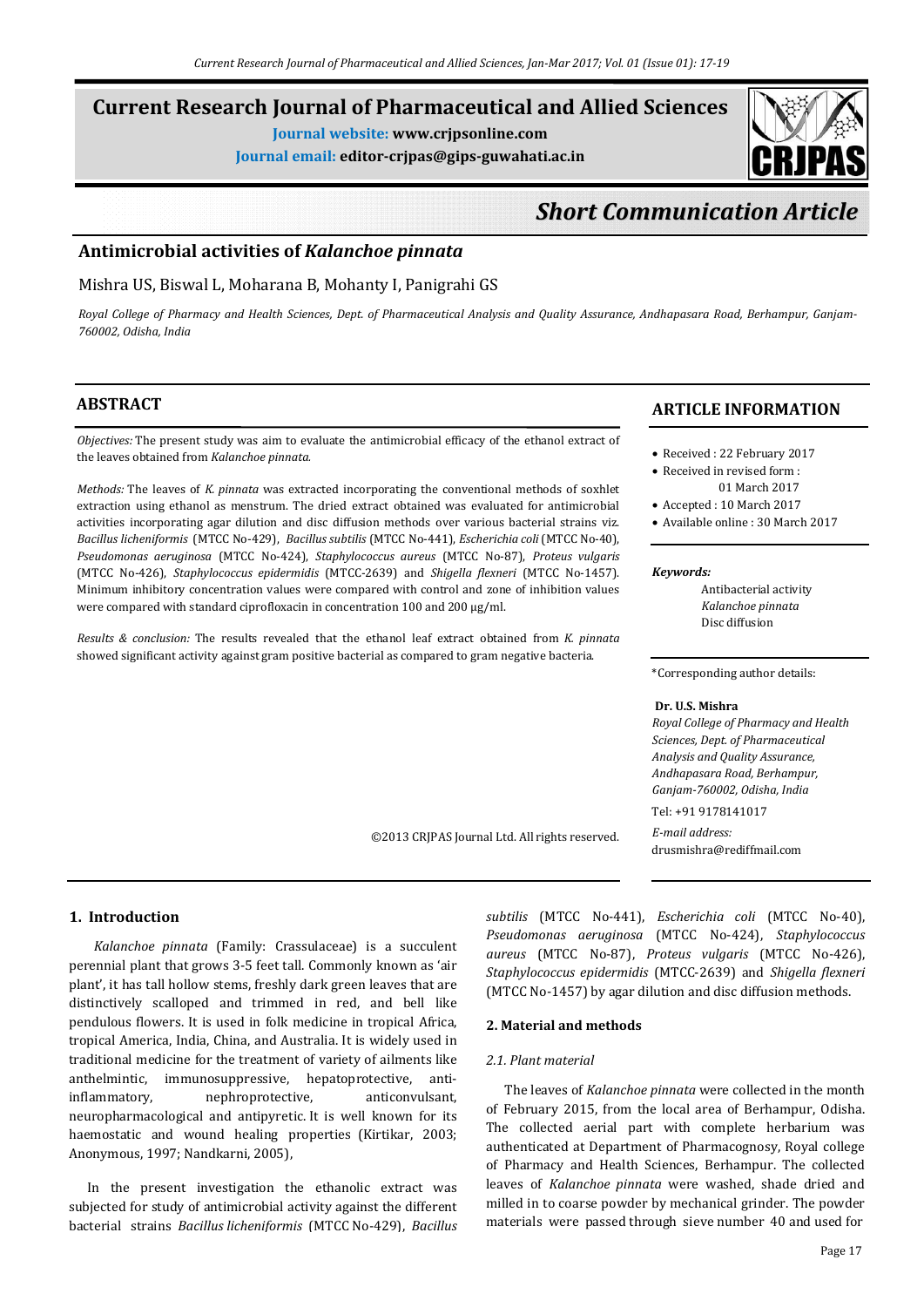# Current Research Journal of Pharmaceutical and Allied Sciences

**Journal website:** www.crjpsonline.com

**Journal email:** editor-crjpas@gips-guwahati.ac.in

*Short Communication Article*

## Antimicrobial activities of *Kalanchoe pinnata*

Mishra US, Biswal L, Moharana B, Mohanty I, Panigrahi GS

*Royal College of Pharmacy and Health Sciences, Dept. of Pharmaceutical Analysis and Quality Assurance, Andhapasara Road, Berhampur, Ganjam-760002, Odisha, India*

## ABSTRACT

*Objectives:* The present study was aim to evaluate the antimicrobial efficacy of the ethanol extract of the leaves obtained from *Kalanchoe pinnata*.

*Methods:* The leaves of *K. pinnata* was extracted incorporating the conventional methods of soxhlet extraction using ethanol as menstrum. The dried extract obtained was evaluated for antimicrobial activities incorporating agar dilution and disc diffusion methods over various bacterial strains viz. *Bacillus licheniformis* (MTCC No-429), *Bacillus subtilis* (MTCC No-441), *Escherichia coli* (MTCC No-40), *Pseudomonas aeruginosa* (MTCC No-424), *Staphylococcus aureus* (MTCC No-87), *Proteus vulgaris* (MTCC No-426), *Staphylococcus epidermidis* (MTCC-2639) and *Shigella flexneri* (MTCC No-1457). Minimum inhibitory concentration values were compared with control and zone of inhibition values were compared with standard ciprofloxacin in concentration 100 and 200 μg/ml.

*Results & conclusion:* The results revealed that the ethanol leaf extract obtained from *K. pinnata* showed significant activity against gram positive bacterial as compared to gram negative bacteria.

©2013 CRJPAS Journal Ltd. All rights reserved.

## ARTICLE INFORMATION

- Received : 22 February 2017
- Received in revised form : 01 March 2017
- Accepted : 10 March 2017
- Available online : 30 March 2017

***Keywords:***

Antibacterial activity
*Kalanchoe pinnata*
Disc diffusion

*Corresponding author details:

**Dr. U.S. Mishra**
*Royal College of Pharmacy and Health Sciences, Dept. of Pharmaceutical Analysis and Quality Assurance, Andhapasara Road, Berhampur, Ganjam-760002, Odisha, India*

Tel: +91 9178141017

*E-mail address:* drusmishra@rediffmail.com

## 1. Introduction

*Kalanchoe pinnata* (Family: Crassulaceae) is a succulent perennial plant that grows 3-5 feet tall. Commonly known as 'air plant', it has tall hollow stems, freshly dark green leaves that are distinctively scalloped and trimmed in red, and bell like pendulous flowers. It is used in folk medicine in tropical Africa, tropical America, India, China, and Australia. It is widely used in traditional medicine for the treatment of variety of ailments like anthelmintic, immunosuppressive, hepatoprotective, anti-inflammatory, nephroprotective, anticonvulsant, neuropharmacological and antipyretic. It is well known for its haemostatic and wound healing properties (Kirtikar, 2003; Anonymous, 1997; Nandkarni, 2005),

In the present investigation the ethanolic extract was subjected for study of antimicrobial activity against the different bacterial strains *Bacillus licheniformis* (MTCC No-429), *Bacillus subtilis* (MTCC No-441), *Escherichia coli* (MTCC No-40), *Pseudomonas aeruginosa* (MTCC No-424), *Staphylococcus aureus* (MTCC No-87), *Proteus vulgaris* (MTCC No-426), *Staphylococcus epidermidis* (MTCC-2639) and *Shigella flexneri* (MTCC No-1457) by agar dilution and disc diffusion methods.

## 2. Material and methods

### *2.1. Plant material*

The leaves of *Kalanchoe pinnata* were collected in the month of February 2015, from the local area of Berhampur, Odisha. The collected aerial part with complete herbarium was authenticated at Department of Pharmacognosy, Royal college of Pharmacy and Health Sciences, Berhampur. The collected leaves of *Kalanchoe pinnata* were washed, shade dried and milled in to coarse powder by mechanical grinder. The powder materials were passed through sieve number 40 and used for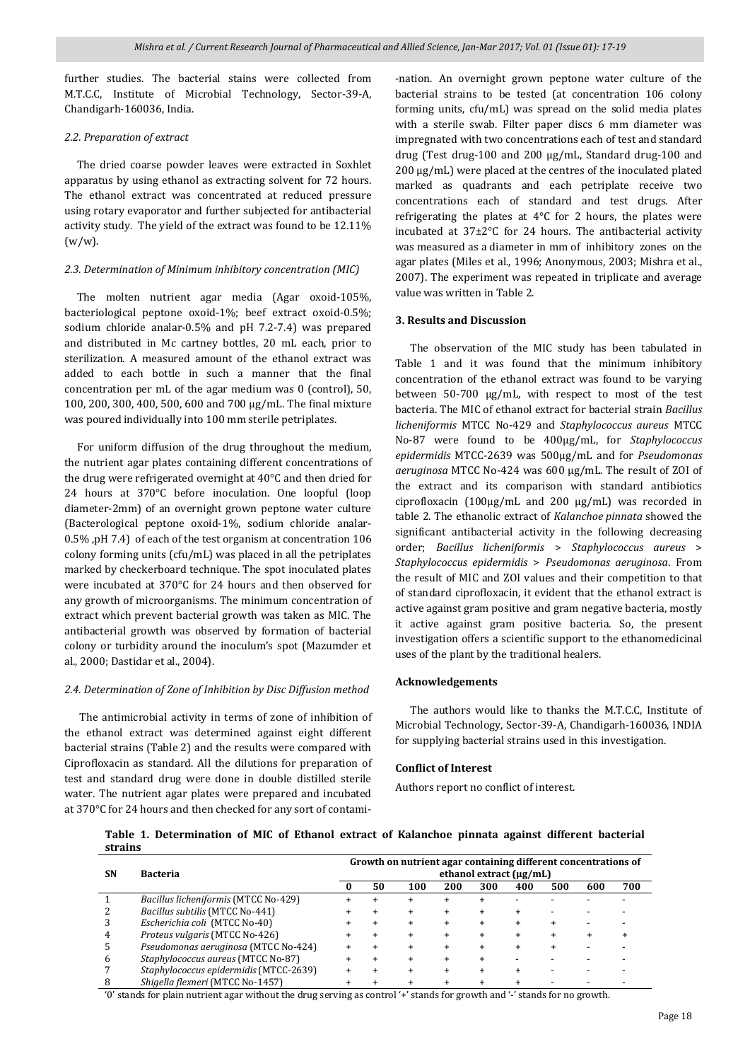further studies. The bacterial stains were collected from M.T.C.C, Institute of Microbial Technology, Sector-39-A, Chandigarh-160036, India.

### 2.2. Preparation of extract

The dried coarse powder leaves were extracted in Soxhlet apparatus by using ethanol as extracting solvent for 72 hours. The ethanol extract was concentrated at reduced pressure using rotary evaporator and further subjected for antibacterial activity study. The yield of the extract was found to be 12.11% (w/w).

### 2.3. Determination of Minimum inhibitory concentration (MIC)

The molten nutrient agar media (Agar oxoid-105%, bacteriological peptone oxoid-1%; beef extract oxoid-0.5%; sodium chloride analar-0.5% and pH 7.2-7.4) was prepared and distributed in Mc cartney bottles, 20 mL each, prior to sterilization. A measured amount of the ethanol extract was added to each bottle in such a manner that the final concentration per mL of the agar medium was 0 (control), 50, 100, 200, 300, 400, 500, 600 and 700 μg/mL. The final mixture was poured individually into 100 mm sterile petriplates.

For uniform diffusion of the drug throughout the medium, the nutrient agar plates containing different concentrations of the drug were refrigerated overnight at 40°C and then dried for 24 hours at 370°C before inoculation. One loopful (loop diameter-2mm) of an overnight grown peptone water culture (Bacterological peptone oxoid-1%, sodium chloride analar-0.5% ,pH 7.4) of each of the test organism at concentration 106 colony forming units (cfu/mL) was placed in all the petriplates marked by checkerboard technique. The spot inoculated plates were incubated at 370°C for 24 hours and then observed for any growth of microorganisms. The minimum concentration of extract which prevent bacterial growth was taken as MIC. The antibacterial growth was observed by formation of bacterial colony or turbidity around the inoculum's spot (Mazumder et al., 2000; Dastidar et al., 2004).

### 2.4. Determination of Zone of Inhibition by Disc Diffusion method

The antimicrobial activity in terms of zone of inhibition of the ethanol extract was determined against eight different bacterial strains (Table 2) and the results were compared with Ciprofloxacin as standard. All the dilutions for preparation of test and standard drug were done in double distilled sterile water. The nutrient agar plates were prepared and incubated at 370°C for 24 hours and then checked for any sort of contamination. An overnight grown peptone water culture of the bacterial strains to be tested (at concentration 106 colony forming units, cfu/mL) was spread on the solid media plates with a sterile swab. Filter paper discs 6 mm diameter was impregnated with two concentrations each of test and standard drug (Test drug-100 and 200 μg/mL, Standard drug-100 and 200 μg/mL) were placed at the centres of the inoculated plated marked as quadrants and each petriplate receive two concentrations each of standard and test drugs. After refrigerating the plates at 4°C for 2 hours, the plates were incubated at 37±2°C for 24 hours. The antibacterial activity was measured as a diameter in mm of inhibitory zones on the agar plates (Miles et al., 1996; Anonymous, 2003; Mishra et al., 2007). The experiment was repeated in triplicate and average value was written in Table 2.

## 3. Results and Discussion

The observation of the MIC study has been tabulated in Table 1 and it was found that the minimum inhibitory concentration of the ethanol extract was found to be varying between 50-700 μg/mL, with respect to most of the test bacteria. The MIC of ethanol extract for bacterial strain *Bacillus licheniformis* MTCC No-429 and *Staphylococcus aureus* MTCC No-87 were found to be 400μg/mL, for *Staphylococcus epidermidis* MTCC-2639 was 500μg/mL and for *Pseudomonas aeruginosa* MTCC No-424 was 600 μg/mL. The result of ZOI of the extract and its comparison with standard antibiotics ciprofloxacin (100μg/mL and 200 μg/mL) was recorded in table 2. The ethanolic extract of *Kalanchoe pinnata* showed the significant antibacterial activity in the following decreasing order; *Bacillus licheniformis* > *Staphylococcus aureus* > *Staphylococcus epidermidis* > *Pseudomonas aeruginosa*. From the result of MIC and ZOI values and their competition to that of standard ciprofloxacin, it evident that the ethanol extract is active against gram positive and gram negative bacteria, mostly it active against gram positive bacteria. So, the present investigation offers a scientific support to the ethanomedicinal uses of the plant by the traditional healers.

## Acknowledgements

The authors would like to thanks the M.T.C.C, Institute of Microbial Technology, Sector-39-A, Chandigarh-160036, INDIA for supplying bacterial strains used in this investigation.

## Conflict of Interest

Authors report no conflict of interest.

**Table 1. Determination of MIC of Ethanol extract of Kalanchoe pinnata against different bacterial strains**

| SN | Bacteria | Growth on nutrient agar containing different concentrations of ethanol extract (μg/mL) | | | | | | | | |
|---|---|---|---|---|---|---|---|---|---|---|
| | | 0 | 50 | 100 | 200 | 300 | 400 | 500 | 600 | 700 |
| 1 | *Bacillus licheniformis* (MTCC No-429) | + | + | + | + | + | - | - | - | - |
| 2 | *Bacillus subtilis* (MTCC No-441) | + | + | + | + | + | + | - | - | - |
| 3 | *Escherichia coli* (MTCC No-40) | + | + | + | + | + | + | + | - | - |
| 4 | *Proteus vulgaris* (MTCC No-426) | + | + | + | + | + | + | + | + | + |
| 5 | *Pseudomonas aeruginosa* (MTCC No-424) | + | + | + | + | + | + | + | - | - |
| 6 | *Staphylococcus aureus* (MTCC No-87) | + | + | + | + | + | - | - | - | - |
| 7 | *Staphylococcus epidermidis* (MTCC-2639) | + | + | + | + | + | + | - | - | - |
| 8 | *Shigella flexneri* (MTCC No-1457) | + | + | + | + | + | + | - | - | - |

'0' stands for plain nutrient agar without the drug serving as control '+' stands for growth and '-' stands for no growth.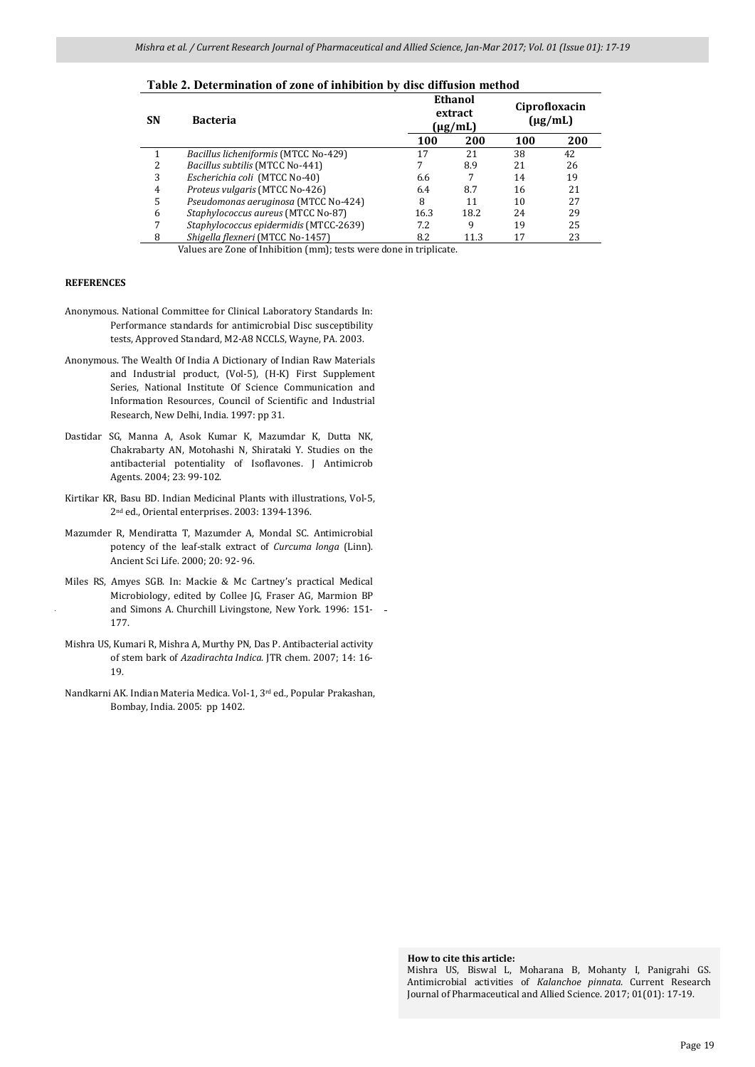**Table 2. Determination of zone of inhibition by disc diffusion method**

| SN | Bacteria | Ethanol extract (μg/mL) | | Ciprofloxacin (μg/mL) | |
|---|---|---|---|---|---|
| | | **100** | **200** | **100** | **200** |
| 1 | *Bacillus licheniformis* (MTCC No-429) | 17 | 21 | 38 | 42 |
| 2 | *Bacillus subtilis* (MTCC No-441) | 7 | 8.9 | 21 | 26 |
| 3 | *Escherichia coli* (MTCC No-40) | 6.6 | 7 | 14 | 19 |
| 4 | *Proteus vulgaris* (MTCC No-426) | 6.4 | 8.7 | 16 | 21 |
| 5 | *Pseudomonas aeruginosa* (MTCC No-424) | 8 | 11 | 10 | 27 |
| 6 | *Staphylococcus aureus* (MTCC No-87) | 16.3 | 18.2 | 24 | 29 |
| 7 | *Staphylococcus epidermidis* (MTCC-2639) | 7.2 | 9 | 19 | 25 |
| 8 | *Shigella flexneri* (MTCC No-1457) | 8.2 | 11.3 | 17 | 23 |

Values are Zone of Inhibition (mm); tests were done in triplicate.

**REFERENCES**

Anonymous. National Committee for Clinical Laboratory Standards In: Performance standards for antimicrobial Disc susceptibility tests, Approved Standard, M2-A8 NCCLS, Wayne, PA. 2003.

Anonymous. The Wealth Of India A Dictionary of Indian Raw Materials and Industrial product, (Vol-5), (H-K) First Supplement Series, National Institute Of Science Communication and Information Resources, Council of Scientific and Industrial Research, New Delhi, India. 1997: pp 31.

Dastidar SG, Manna A, Asok Kumar K, Mazumdar K, Dutta NK, Chakrabarty AN, Motohashi N, Shirataki Y. Studies on the antibacterial potentiality of Isoflavones. J Antimicrob Agents. 2004; 23: 99-102.

Kirtikar KR, Basu BD. Indian Medicinal Plants with illustrations, Vol-5, 2nd ed., Oriental enterprises. 2003: 1394-1396.

Mazumder R, Mendiratta T, Mazumder A, Mondal SC. Antimicrobial potency of the leaf-stalk extract of *Curcuma longa* (Linn). Ancient Sci Life. 2000; 20: 92- 96.

Miles RS, Amyes SGB. In: Mackie & Mc Cartney's practical Medical Microbiology, edited by Collee JG, Fraser AG, Marmion BP and Simons A. Churchill Livingstone, New York. 1996: 151-177.

Mishra US, Kumari R, Mishra A, Murthy PN, Das P. Antibacterial activity of stem bark of *Azadirachta Indica*. JTR chem. 2007; 14: 16-19.

Nandkarni AK. Indian Materia Medica. Vol-1, 3rd ed., Popular Prakashan, Bombay, India. 2005: pp 1402.

**How to cite this article:**
Mishra US, Biswal L, Moharana B, Mohanty I, Panigrahi GS. Antimicrobial activities of *Kalanchoe pinnata*. Current Research Journal of Pharmaceutical and Allied Science. 2017; 01(01): 17-19.